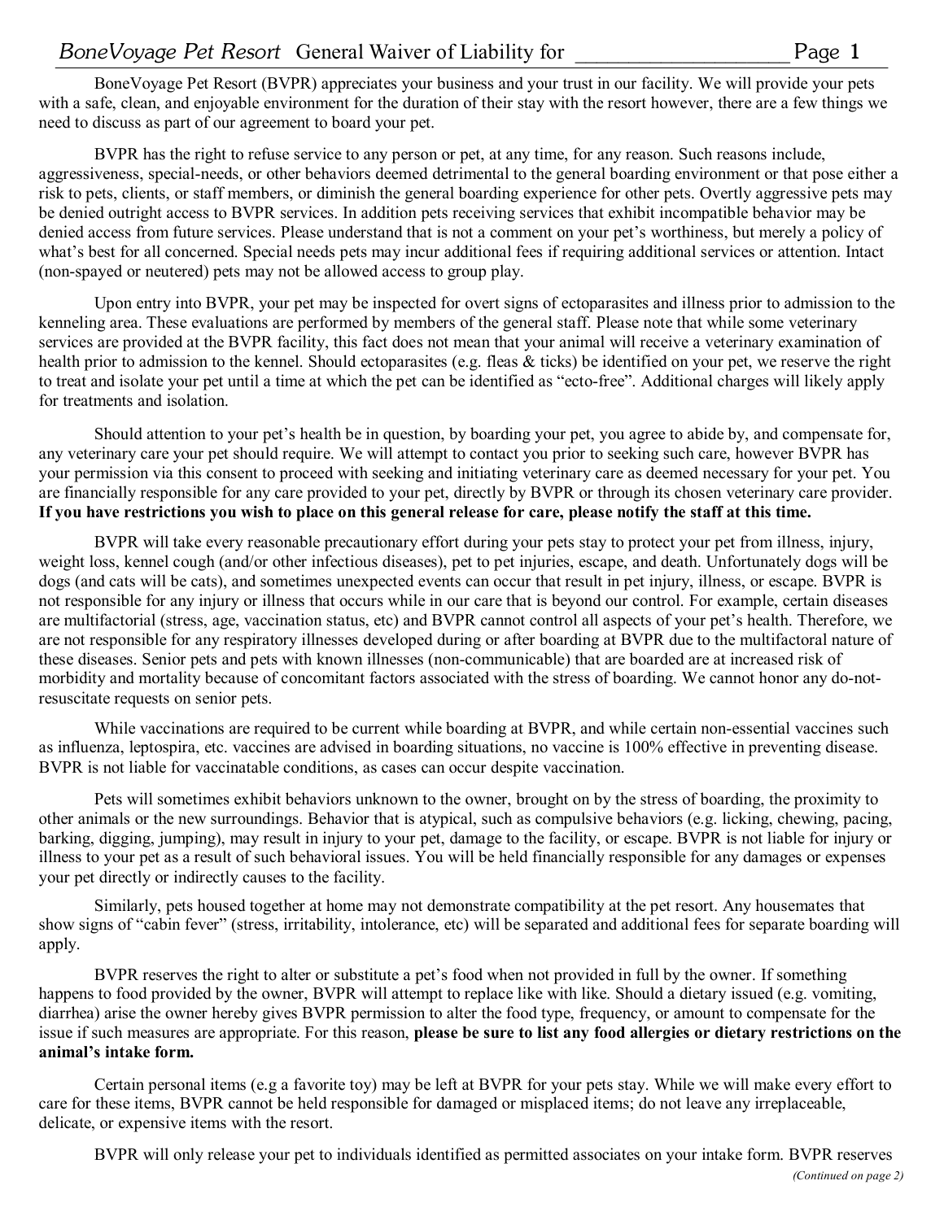# *BoneVoyage Pet Resort* General Waiver of Liability for ____________________

BoneVoyage Pet Resort (BVPR) appreciates your business and your trust in our facility. We will provide your pets with a safe, clean, and enjoyable environment for the duration of their stay with the resort however, there are a few things we need to discuss as part of our agreement to board your pet.

BVPR has the right to refuse service to any person or pet, at any time, for any reason. Such reasons include, aggressiveness, special-needs, or other behaviors deemed detrimental to the general boarding environment or that pose either a risk to pets, clients, or staff members, or diminish the general boarding experience for other pets. Overtly aggressive pets may be denied outright access to BVPR services. In addition pets receiving services that exhibit incompatible behavior may be denied access from future services. Please understand that is not a comment on your pet's worthiness, but merely a policy of what's best for all concerned. Special needs pets may incur additional fees if requiring additional services or attention. Intact (non-spayed or neutered) pets may not be allowed access to group play.

Upon entry into BVPR, your pet may be inspected for overt signs of ectoparasites and illness prior to admission to the kenneling area. These evaluations are performed by members of the general staff. Please note that while some veterinary services are provided at the BVPR facility, this fact does not mean that your animal will receive a veterinary examination of health prior to admission to the kennel. Should ectoparasites (e.g. fleas & ticks) be identified on your pet, we reserve the right to treat and isolate your pet until a time at which the pet can be identified as "ecto-free". Additional charges will likely apply for treatments and isolation.

Should attention to your pet's health be in question, by boarding your pet, you agree to abide by, and compensate for, any veterinary care your pet should require. We will attempt to contact you prior to seeking such care, however BVPR has your permission via this consent to proceed with seeking and initiating veterinary care as deemed necessary for your pet. You are financially responsible for any care provided to your pet, directly by BVPR or through its chosen veterinary care provider. **If you have restrictions you wish to place on this general release for care, please notify the staff at this time.**

BVPR will take every reasonable precautionary effort during your pets stay to protect your pet from illness, injury, weight loss, kennel cough (and/or other infectious diseases), pet to pet injuries, escape, and death. Unfortunately dogs will be dogs (and cats will be cats), and sometimes unexpected events can occur that result in pet injury, illness, or escape. BVPR is not responsible for any injury or illness that occurs while in our care that is beyond our control. For example, certain diseases are multifactorial (stress, age, vaccination status, etc) and BVPR cannot control all aspects of your pet's health. Therefore, we are not responsible for any respiratory illnesses developed during or after boarding at BVPR due to the multifactoral nature of these diseases. Senior pets and pets with known illnesses (non-communicable) that are boarded are at increased risk of morbidity and mortality because of concomitant factors associated with the stress of boarding. We cannot honor any do-not-resuscitate requests on senior pets.

While vaccinations are required to be current while boarding at BVPR, and while certain non-essential vaccines such as influenza, leptospira, etc. vaccines are advised in boarding situations, no vaccine is 100% effective in preventing disease. BVPR is not liable for vaccinatable conditions, as cases can occur despite vaccination.

Pets will sometimes exhibit behaviors unknown to the owner, brought on by the stress of boarding, the proximity to other animals or the new surroundings. Behavior that is atypical, such as compulsive behaviors (e.g. licking, chewing, pacing, barking, digging, jumping), may result in injury to your pet, damage to the facility, or escape. BVPR is not liable for injury or illness to your pet as a result of such behavioral issues. You will be held financially responsible for any damages or expenses your pet directly or indirectly causes to the facility.

Similarly, pets housed together at home may not demonstrate compatibility at the pet resort. Any housemates that show signs of "cabin fever" (stress, irritability, intolerance, etc) will be separated and additional fees for separate boarding will apply.

BVPR reserves the right to alter or substitute a pet's food when not provided in full by the owner. If something happens to food provided by the owner, BVPR will attempt to replace like with like. Should a dietary issued (e.g. vomiting, diarrhea) arise the owner hereby gives BVPR permission to alter the food type, frequency, or amount to compensate for the issue if such measures are appropriate. For this reason, **please be sure to list any food allergies or dietary restrictions on the animal's intake form.**

Certain personal items (e.g a favorite toy) may be left at BVPR for your pets stay. While we will make every effort to care for these items, BVPR cannot be held responsible for damaged or misplaced items; do not leave any irreplaceable, delicate, or expensive items with the resort.

BVPR will only release your pet to individuals identified as permitted associates on your intake form. BVPR reserves

*(Continued on page 2)*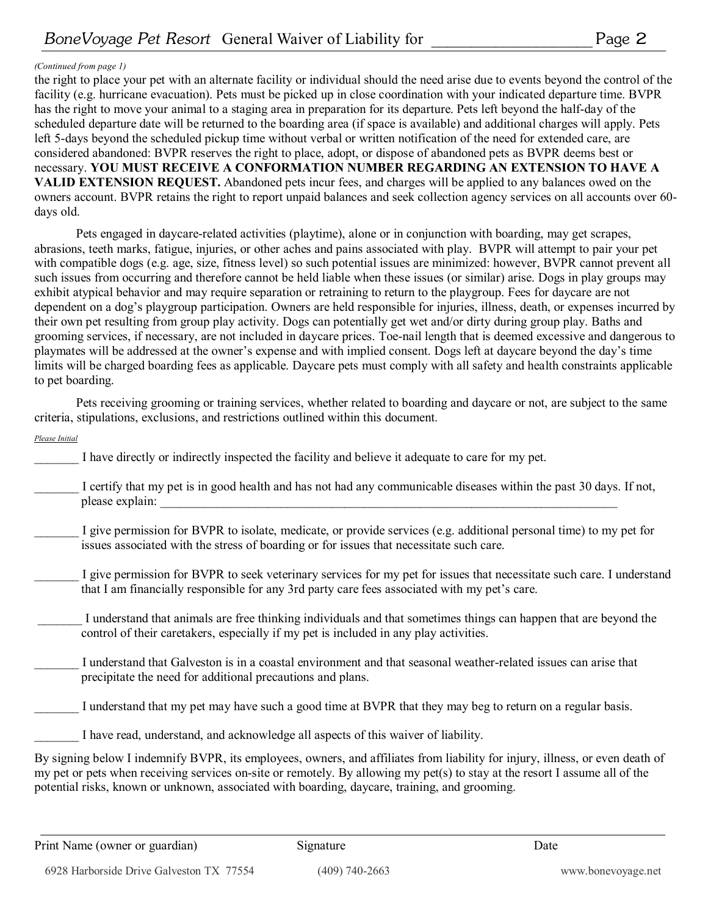*(Continued from page 1)*

the right to place your pet with an alternate facility or individual should the need arise due to events beyond the control of the facility (e.g. hurricane evacuation). Pets must be picked up in close coordination with your indicated departure time. BVPR has the right to move your animal to a staging area in preparation for its departure. Pets left beyond the half-day of the scheduled departure date will be returned to the boarding area (if space is available) and additional charges will apply. Pets left 5-days beyond the scheduled pickup time without verbal or written notification of the need for extended care, are considered abandoned: BVPR reserves the right to place, adopt, or dispose of abandoned pets as BVPR deems best or necessary. **YOU MUST RECEIVE A CONFORMATION NUMBER REGARDING AN EXTENSION TO HAVE A VALID EXTENSION REQUEST.** Abandoned pets incur fees, and charges will be applied to any balances owed on the owners account. BVPR retains the right to report unpaid balances and seek collection agency services on all accounts over 60-days old.

Pets engaged in daycare-related activities (playtime), alone or in conjunction with boarding, may get scrapes, abrasions, teeth marks, fatigue, injuries, or other aches and pains associated with play. BVPR will attempt to pair your pet with compatible dogs (e.g. age, size, fitness level) so such potential issues are minimized: however, BVPR cannot prevent all such issues from occurring and therefore cannot be held liable when these issues (or similar) arise. Dogs in play groups may exhibit atypical behavior and may require separation or retraining to return to the playgroup. Fees for daycare are not dependent on a dog's playgroup participation. Owners are held responsible for injuries, illness, death, or expenses incurred by their own pet resulting from group play activity. Dogs can potentially get wet and/or dirty during group play. Baths and grooming services, if necessary, are not included in daycare prices. Toe-nail length that is deemed excessive and dangerous to playmates will be addressed at the owner's expense and with implied consent. Dogs left at daycare beyond the day's time limits will be charged boarding fees as applicable. Daycare pets must comply with all safety and health constraints applicable to pet boarding.

Pets receiving grooming or training services, whether related to boarding and daycare or not, are subject to the same criteria, stipulations, exclusions, and restrictions outlined within this document.

*Please Initial*

_______ I have directly or indirectly inspected the facility and believe it adequate to care for my pet.

_______ I certify that my pet is in good health and has not had any communicable diseases within the past 30 days. If not, please explain: ______________________________________________________________________________

_______ I give permission for BVPR to isolate, medicate, or provide services (e.g. additional personal time) to my pet for issues associated with the stress of boarding or for issues that necessitate such care.

_______ I give permission for BVPR to seek veterinary services for my pet for issues that necessitate such care. I understand that I am financially responsible for any 3rd party care fees associated with my pet's care.

_______ I understand that animals are free thinking individuals and that sometimes things can happen that are beyond the control of their caretakers, especially if my pet is included in any play activities.

_______ I understand that Galveston is in a coastal environment and that seasonal weather-related issues can arise that precipitate the need for additional precautions and plans.

_______ I understand that my pet may have such a good time at BVPR that they may beg to return on a regular basis.

_______ I have read, understand, and acknowledge all aspects of this waiver of liability.

By signing below I indemnify BVPR, its employees, owners, and affiliates from liability for injury, illness, or even death of my pet or pets when receiving services on-site or remotely. By allowing my pet(s) to stay at the resort I assume all of the potential risks, known or unknown, associated with boarding, daycare, training, and grooming.

_____________________________________________________________________________________________

Print Name (owner or guardian)    Signature    Date

6928 Harborside Drive Galveston TX 77554    (409) 740-2663    www.bonevoyage.net